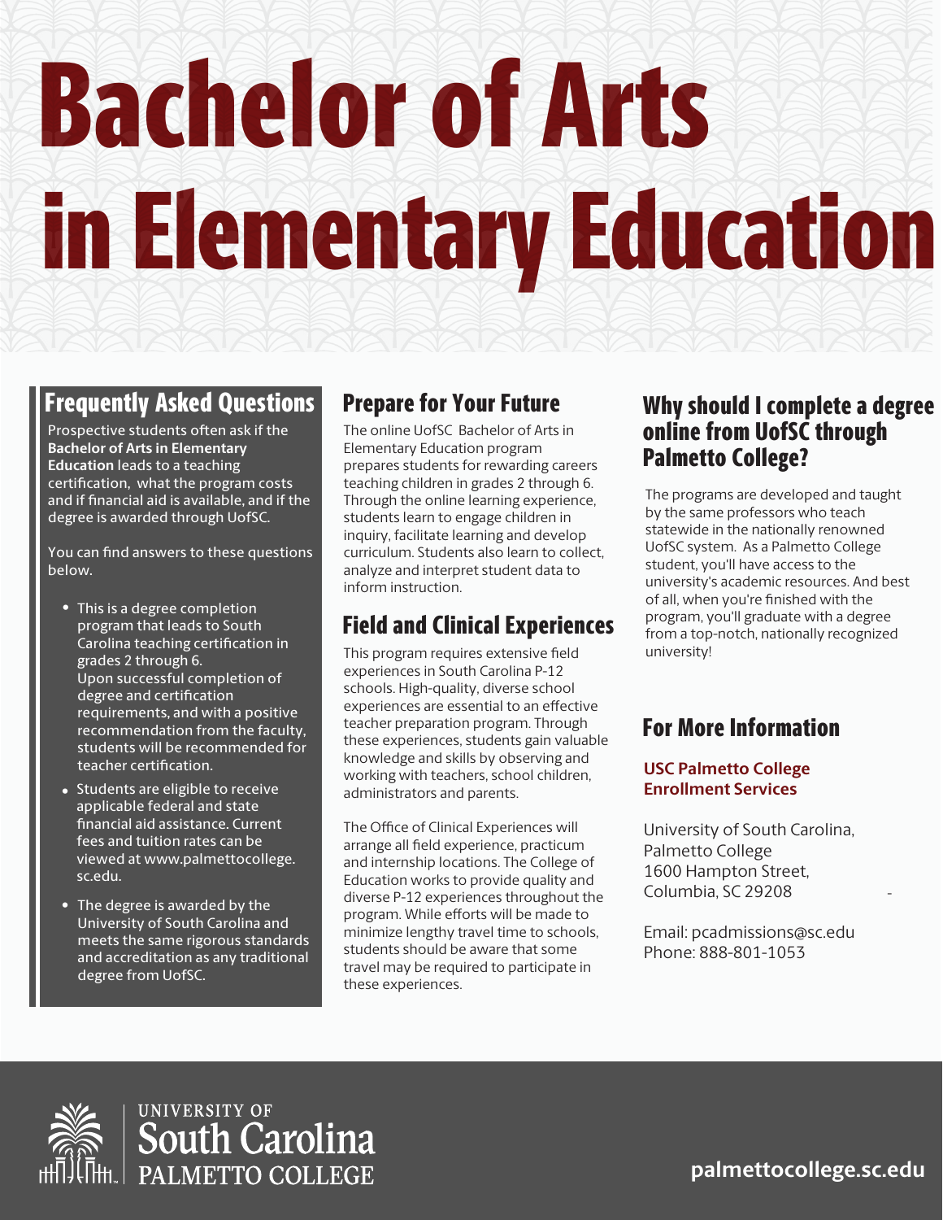# Bachelor of Arts in Elementary Education

## Frequently Asked Questions

Prospective students often ask if the **Bachelor of Arts in Elementary Education** leads to a teaching certification, what the program costs and if financial aid is available, and if the degree is awarded through UofSC.

You can find answers to these questions below.

- This is a degree completion program that leads to South Carolina teaching certification in grades 2 through 6. Upon successful completion of degree and certification requirements, and with a positive recommendation from the faculty, students will be recommended for teacher certification.
- Students are eligible to receive applicable federal and state financial aid assistance. Current fees and tuition rates can be viewed at www.palmettocollege.sc.edu.
- The degree is awarded by the University of South Carolina and meets the same rigorous standards and accreditation as any traditional degree from UofSC.

## Prepare for Your Future

The online UofSC Bachelor of Arts in Elementary Education program prepares students for rewarding careers teaching children in grades 2 through 6. Through the online learning experience, students learn to engage children in inquiry, facilitate learning and develop curriculum. Students also learn to collect, analyze and interpret student data to inform instruction.

## Field and Clinical Experiences

This program requires extensive field experiences in South Carolina P-12 schools. High-quality, diverse school experiences are essential to an effective teacher preparation program. Through these experiences, students gain valuable knowledge and skills by observing and working with teachers, school children, administrators and parents.

The Office of Clinical Experiences will arrange all field experience, practicum and internship locations. The College of Education works to provide quality and diverse P-12 experiences throughout the program. While efforts will be made to minimize lengthy travel time to schools, students should be aware that some travel may be required to participate in these experiences.

## Why should I complete a degree online from UofSC through Palmetto College?

The programs are developed and taught by the same professors who teach statewide in the nationally renowned UofSC system. As a Palmetto College student, you'll have access to the university's academic resources. And best of all, when you're finished with the program, you'll graduate with a degree from a top-notch, nationally recognized university!

## For More Information

**USC Palmetto College Enrollment Services**

University of South Carolina,
Palmetto College
1600 Hampton Street,
Columbia, SC 29208

Email: pcadmissions@sc.edu
Phone: 888-801-1053

University of South Carolina Palmetto College

palmettocollege.sc.edu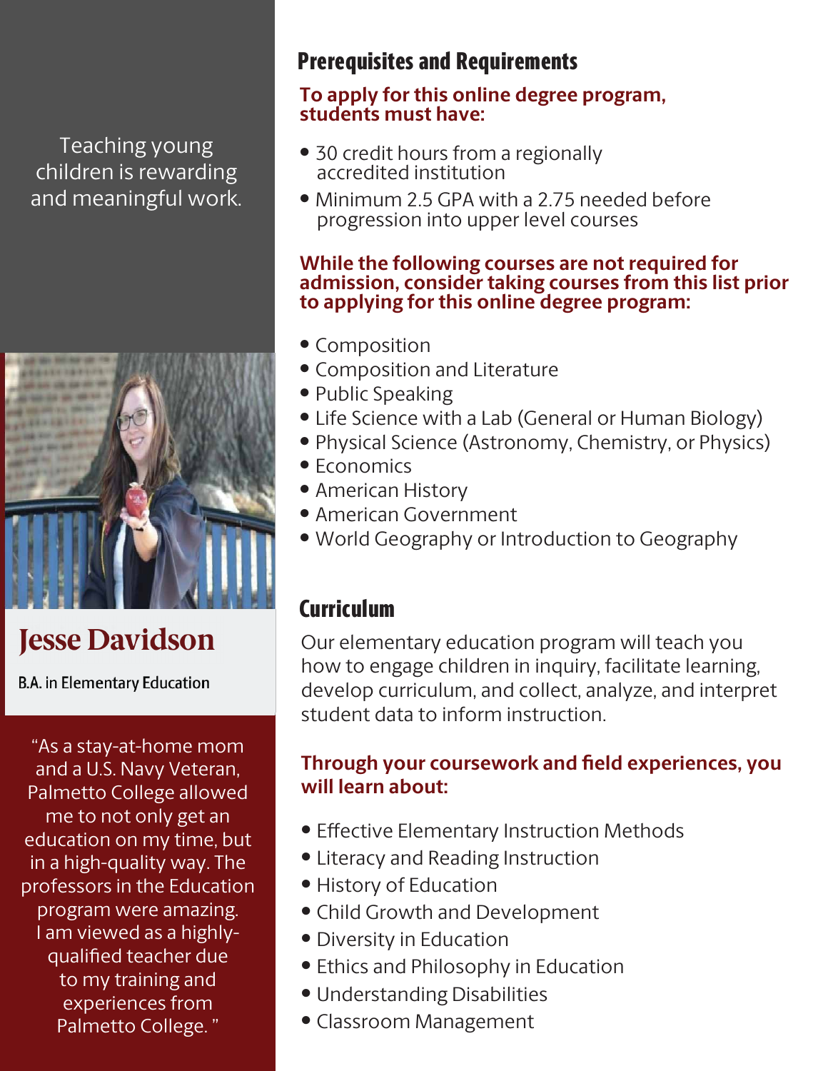Teaching young children is rewarding and meaningful work.

## Jesse Davidson

B.A. in Elementary Education

"As a stay-at-home mom and a U.S. Navy Veteran, Palmetto College allowed me to not only get an education on my time, but in a high-quality way. The professors in the Education program were amazing. I am viewed as a highly-qualified teacher due to my training and experiences from Palmetto College."

## Prerequisites and Requirements

**To apply for this online degree program, students must have:**

- 30 credit hours from a regionally accredited institution
- Minimum 2.5 GPA with a 2.75 needed before progression into upper level courses

**While the following courses are not required for admission, consider taking courses from this list prior to applying for this online degree program:**

- Composition
- Composition and Literature
- Public Speaking
- Life Science with a Lab (General or Human Biology)
- Physical Science (Astronomy, Chemistry, or Physics)
- Economics
- American History
- American Government
- World Geography or Introduction to Geography

## Curriculum

Our elementary education program will teach you how to engage children in inquiry, facilitate learning, develop curriculum, and collect, analyze, and interpret student data to inform instruction.

**Through your coursework and field experiences, you will learn about:**

- Effective Elementary Instruction Methods
- Literacy and Reading Instruction
- History of Education
- Child Growth and Development
- Diversity in Education
- Ethics and Philosophy in Education
- Understanding Disabilities
- Classroom Management